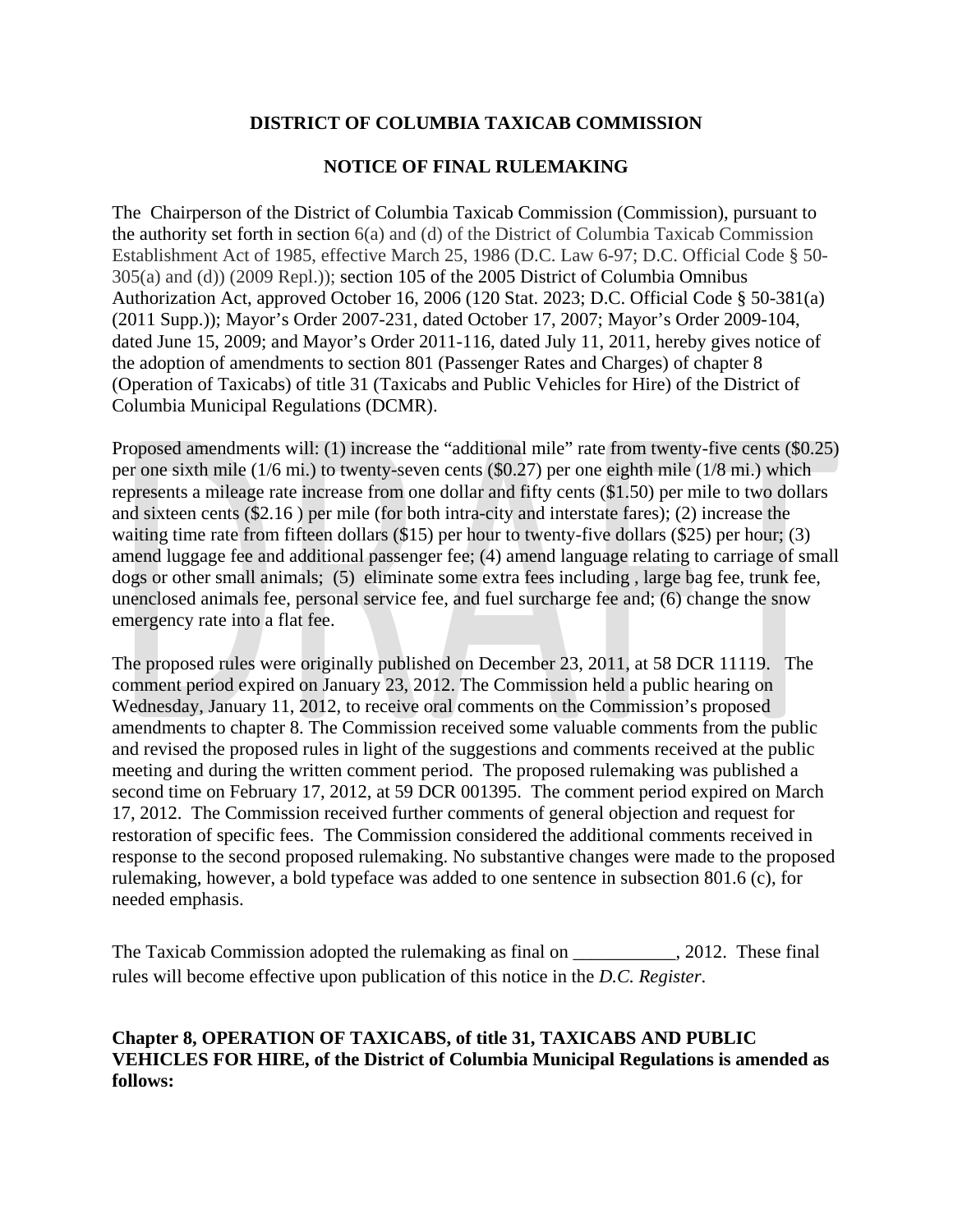**DISTRICT OF COLUMBIA TAXICAB COMMISSION**

**NOTICE OF FINAL RULEMAKING**

The Chairperson of the District of Columbia Taxicab Commission (Commission), pursuant to the authority set forth in section 6(a) and (d) of the District of Columbia Taxicab Commission Establishment Act of 1985, effective March 25, 1986 (D.C. Law 6-97; D.C. Official Code § 50-305(a) and (d)) (2009 Repl.)); section 105 of the 2005 District of Columbia Omnibus Authorization Act, approved October 16, 2006 (120 Stat. 2023; D.C. Official Code § 50-381(a) (2011 Supp.)); Mayor's Order 2007-231, dated October 17, 2007; Mayor's Order 2009-104, dated June 15, 2009; and Mayor's Order 2011-116, dated July 11, 2011, hereby gives notice of the adoption of amendments to section 801 (Passenger Rates and Charges) of chapter 8 (Operation of Taxicabs) of title 31 (Taxicabs and Public Vehicles for Hire) of the District of Columbia Municipal Regulations (DCMR).

Proposed amendments will: (1) increase the "additional mile" rate from twenty-five cents ($0.25) per one sixth mile (1/6 mi.) to twenty-seven cents ($0.27) per one eighth mile (1/8 mi.) which represents a mileage rate increase from one dollar and fifty cents ($1.50) per mile to two dollars and sixteen cents ($2.16 ) per mile (for both intra-city and interstate fares); (2) increase the waiting time rate from fifteen dollars ($15) per hour to twenty-five dollars ($25) per hour; (3) amend luggage fee and additional passenger fee; (4) amend language relating to carriage of small dogs or other small animals; (5) eliminate some extra fees including , large bag fee, trunk fee, unenclosed animals fee, personal service fee, and fuel surcharge fee and; (6) change the snow emergency rate into a flat fee.

The proposed rules were originally published on December 23, 2011, at 58 DCR 11119. The comment period expired on January 23, 2012. The Commission held a public hearing on Wednesday, January 11, 2012, to receive oral comments on the Commission's proposed amendments to chapter 8. The Commission received some valuable comments from the public and revised the proposed rules in light of the suggestions and comments received at the public meeting and during the written comment period. The proposed rulemaking was published a second time on February 17, 2012, at 59 DCR 001395. The comment period expired on March 17, 2012. The Commission received further comments of general objection and request for restoration of specific fees. The Commission considered the additional comments received in response to the second proposed rulemaking. No substantive changes were made to the proposed rulemaking, however, a bold typeface was added to one sentence in subsection 801.6 (c), for needed emphasis.

The Taxicab Commission adopted the rulemaking as final on ___________, 2012. These final rules will become effective upon publication of this notice in the *D.C. Register*.

**Chapter 8, OPERATION OF TAXICABS, of title 31, TAXICABS AND PUBLIC VEHICLES FOR HIRE, of the District of Columbia Municipal Regulations is amended as follows:**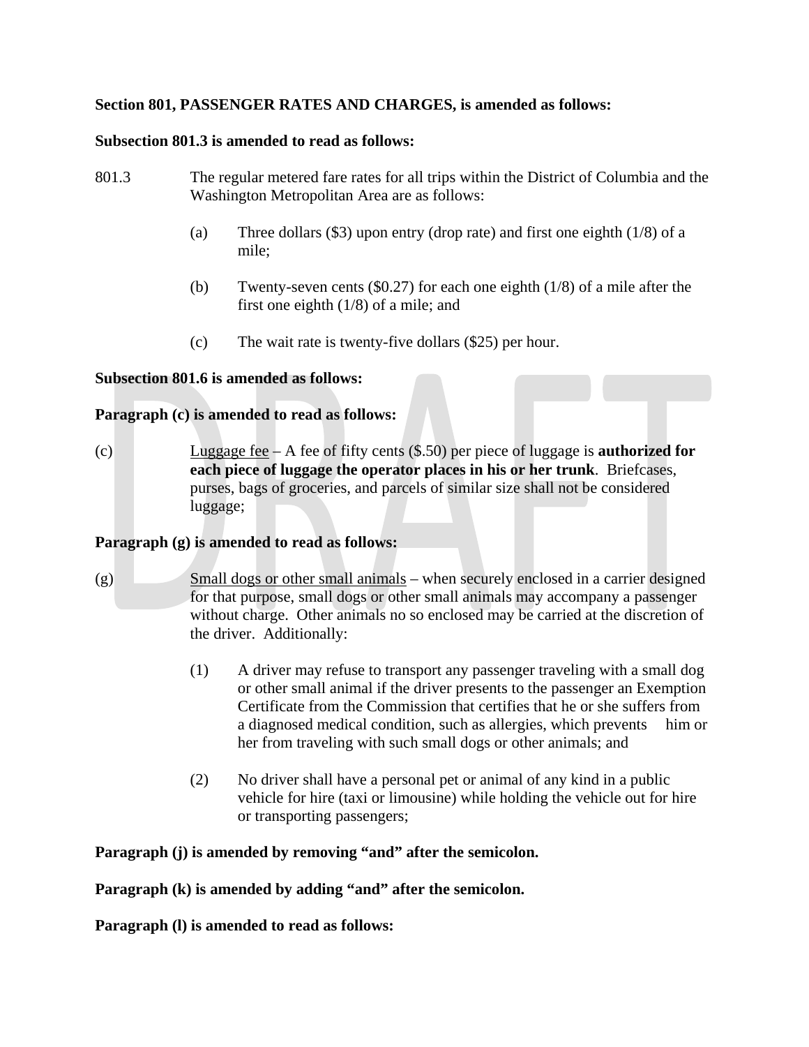**Section 801, PASSENGER RATES AND CHARGES, is amended as follows:**

**Subsection 801.3 is amended to read as follows:**

801.3 The regular metered fare rates for all trips within the District of Columbia and the Washington Metropolitan Area are as follows:

(a) Three dollars ($3) upon entry (drop rate) and first one eighth (1/8) of a mile;

(b) Twenty-seven cents ($0.27) for each one eighth (1/8) of a mile after the first one eighth (1/8) of a mile; and

(c) The wait rate is twenty-five dollars ($25) per hour.

**Subsection 801.6 is amended as follows:**

**Paragraph (c) is amended to read as follows:**

(c) Luggage fee – A fee of fifty cents ($.50) per piece of luggage is **authorized for each piece of luggage the operator places in his or her trunk**. Briefcases, purses, bags of groceries, and parcels of similar size shall not be considered luggage;

**Paragraph (g) is amended to read as follows:**

(g) Small dogs or other small animals – when securely enclosed in a carrier designed for that purpose, small dogs or other small animals may accompany a passenger without charge. Other animals no so enclosed may be carried at the discretion of the driver. Additionally:

(1) A driver may refuse to transport any passenger traveling with a small dog or other small animal if the driver presents to the passenger an Exemption Certificate from the Commission that certifies that he or she suffers from a diagnosed medical condition, such as allergies, which prevents him or her from traveling with such small dogs or other animals; and

(2) No driver shall have a personal pet or animal of any kind in a public vehicle for hire (taxi or limousine) while holding the vehicle out for hire or transporting passengers;

**Paragraph (j) is amended by removing "and" after the semicolon.**

**Paragraph (k) is amended by adding "and" after the semicolon.**

**Paragraph (l) is amended to read as follows:**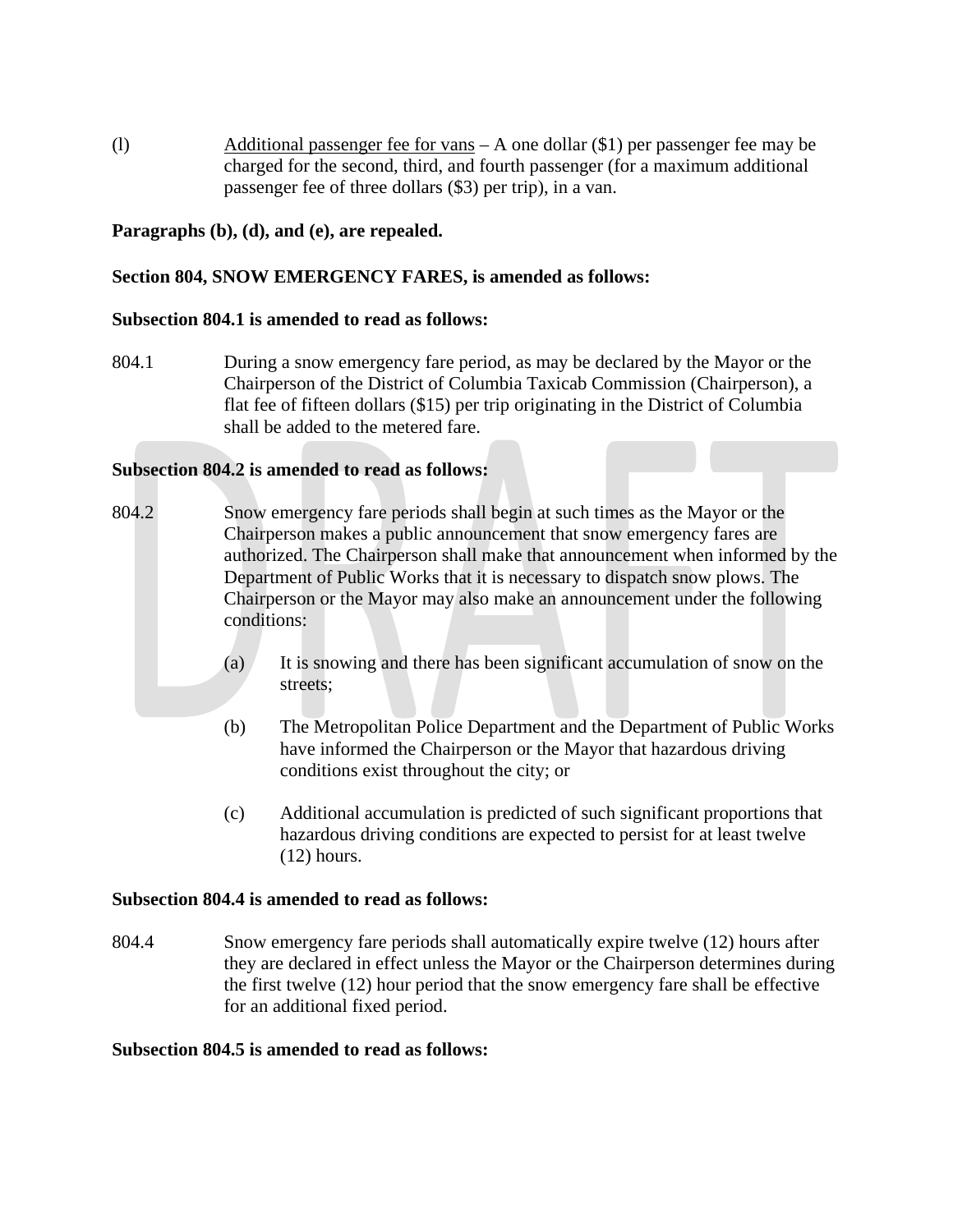(l) <u>Additional passenger fee for vans</u> – A one dollar ($1) per passenger fee may be charged for the second, third, and fourth passenger (for a maximum additional passenger fee of three dollars ($3) per trip), in a van.

**Paragraphs (b), (d), and (e), are repealed.**

**Section 804, SNOW EMERGENCY FARES, is amended as follows:**

**Subsection 804.1 is amended to read as follows:**

804.1 During a snow emergency fare period, as may be declared by the Mayor or the Chairperson of the District of Columbia Taxicab Commission (Chairperson), a flat fee of fifteen dollars ($15) per trip originating in the District of Columbia shall be added to the metered fare.

**Subsection 804.2 is amended to read as follows:**

804.2 Snow emergency fare periods shall begin at such times as the Mayor or the Chairperson makes a public announcement that snow emergency fares are authorized. The Chairperson shall make that announcement when informed by the Department of Public Works that it is necessary to dispatch snow plows. The Chairperson or the Mayor may also make an announcement under the following conditions:

(a) It is snowing and there has been significant accumulation of snow on the streets;

(b) The Metropolitan Police Department and the Department of Public Works have informed the Chairperson or the Mayor that hazardous driving conditions exist throughout the city; or

(c) Additional accumulation is predicted of such significant proportions that hazardous driving conditions are expected to persist for at least twelve (12) hours.

**Subsection 804.4 is amended to read as follows:**

804.4 Snow emergency fare periods shall automatically expire twelve (12) hours after they are declared in effect unless the Mayor or the Chairperson determines during the first twelve (12) hour period that the snow emergency fare shall be effective for an additional fixed period.

**Subsection 804.5 is amended to read as follows:**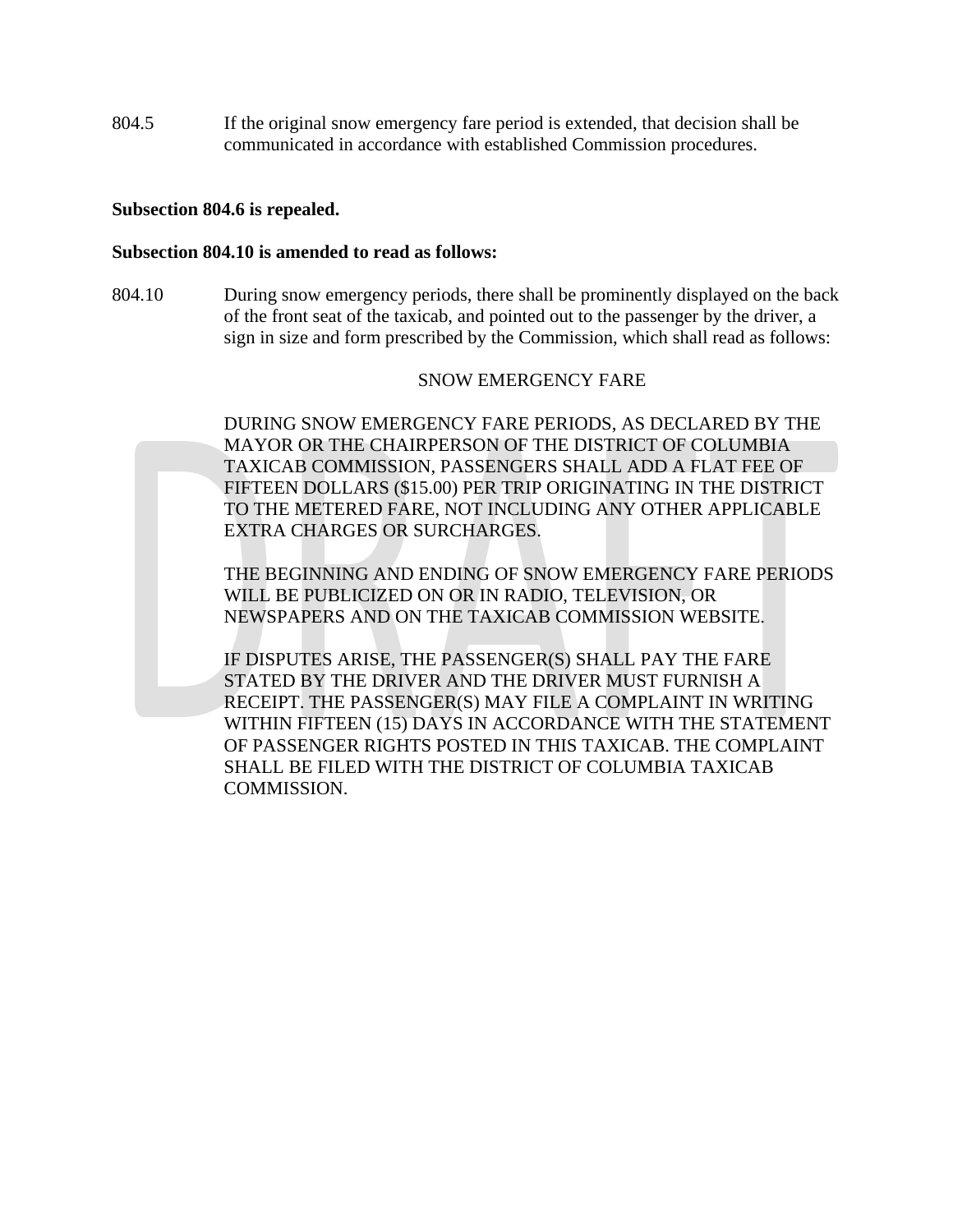804.5 If the original snow emergency fare period is extended, that decision shall be communicated in accordance with established Commission procedures.

**Subsection 804.6 is repealed.**

**Subsection 804.10 is amended to read as follows:**

804.10 During snow emergency periods, there shall be prominently displayed on the back of the front seat of the taxicab, and pointed out to the passenger by the driver, a sign in size and form prescribed by the Commission, which shall read as follows:

SNOW EMERGENCY FARE

DURING SNOW EMERGENCY FARE PERIODS, AS DECLARED BY THE MAYOR OR THE CHAIRPERSON OF THE DISTRICT OF COLUMBIA TAXICAB COMMISSION, PASSENGERS SHALL ADD A FLAT FEE OF FIFTEEN DOLLARS ($15.00) PER TRIP ORIGINATING IN THE DISTRICT TO THE METERED FARE, NOT INCLUDING ANY OTHER APPLICABLE EXTRA CHARGES OR SURCHARGES.

THE BEGINNING AND ENDING OF SNOW EMERGENCY FARE PERIODS WILL BE PUBLICIZED ON OR IN RADIO, TELEVISION, OR NEWSPAPERS AND ON THE TAXICAB COMMISSION WEBSITE.

IF DISPUTES ARISE, THE PASSENGER(S) SHALL PAY THE FARE STATED BY THE DRIVER AND THE DRIVER MUST FURNISH A RECEIPT. THE PASSENGER(S) MAY FILE A COMPLAINT IN WRITING WITHIN FIFTEEN (15) DAYS IN ACCORDANCE WITH THE STATEMENT OF PASSENGER RIGHTS POSTED IN THIS TAXICAB. THE COMPLAINT SHALL BE FILED WITH THE DISTRICT OF COLUMBIA TAXICAB COMMISSION.